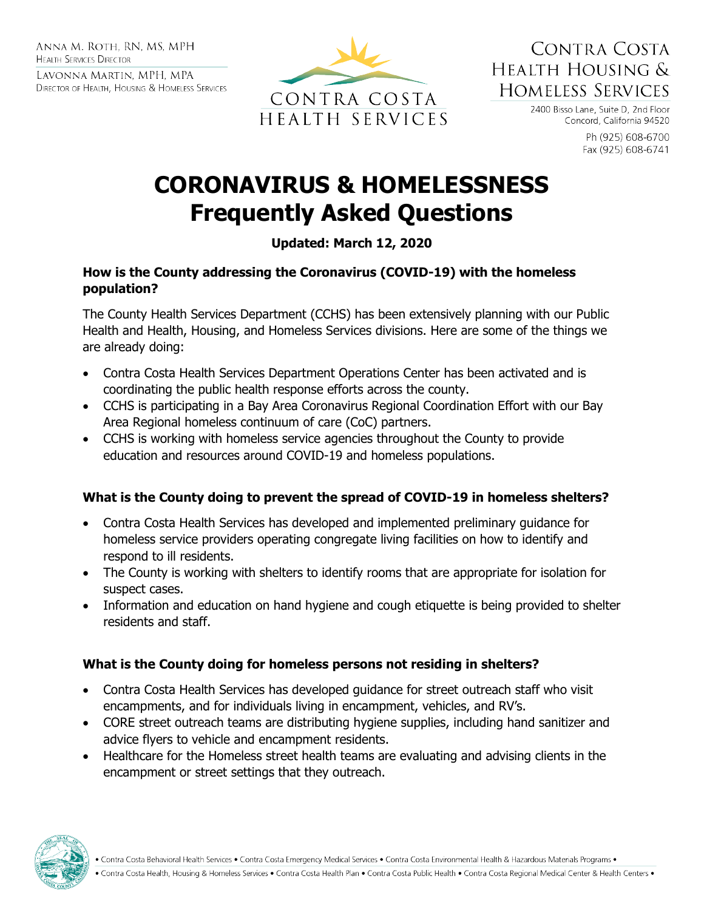ANNA M. ROTH, RN, MS, MPH
HEALTH SERVICES DIRECTOR

LAVONNA MARTIN, MPH, MPA
DIRECTOR OF HEALTH, HOUSING & HOMELESS SERVICES

CONTRA COSTA HEALTH SERVICES

CONTRA COSTA HEALTH HOUSING & HOMELESS SERVICES

2400 Bisso Lane, Suite D, 2nd Floor
Concord, California 94520

Ph (925) 608-6700
Fax (925) 608-6741

# CORONAVIRUS & HOMELESSNESS Frequently Asked Questions

**Updated: March 12, 2020**

### How is the County addressing the Coronavirus (COVID-19) with the homeless population?

The County Health Services Department (CCHS) has been extensively planning with our Public Health and Health, Housing, and Homeless Services divisions. Here are some of the things we are already doing:

- Contra Costa Health Services Department Operations Center has been activated and is coordinating the public health response efforts across the county.
- CCHS is participating in a Bay Area Coronavirus Regional Coordination Effort with our Bay Area Regional homeless continuum of care (CoC) partners.
- CCHS is working with homeless service agencies throughout the County to provide education and resources around COVID-19 and homeless populations.

### What is the County doing to prevent the spread of COVID-19 in homeless shelters?

- Contra Costa Health Services has developed and implemented preliminary guidance for homeless service providers operating congregate living facilities on how to identify and respond to ill residents.
- The County is working with shelters to identify rooms that are appropriate for isolation for suspect cases.
- Information and education on hand hygiene and cough etiquette is being provided to shelter residents and staff.

### What is the County doing for homeless persons not residing in shelters?

- Contra Costa Health Services has developed guidance for street outreach staff who visit encampments, and for individuals living in encampment, vehicles, and RV's.
- CORE street outreach teams are distributing hygiene supplies, including hand sanitizer and advice flyers to vehicle and encampment residents.
- Healthcare for the Homeless street health teams are evaluating and advising clients in the encampment or street settings that they outreach.

• Contra Costa Behavioral Health Services • Contra Costa Emergency Medical Services • Contra Costa Environmental Health & Hazardous Materials Programs •
• Contra Costa Health, Housing & Homeless Services • Contra Costa Health Plan • Contra Costa Public Health • Contra Costa Regional Medical Center & Health Centers •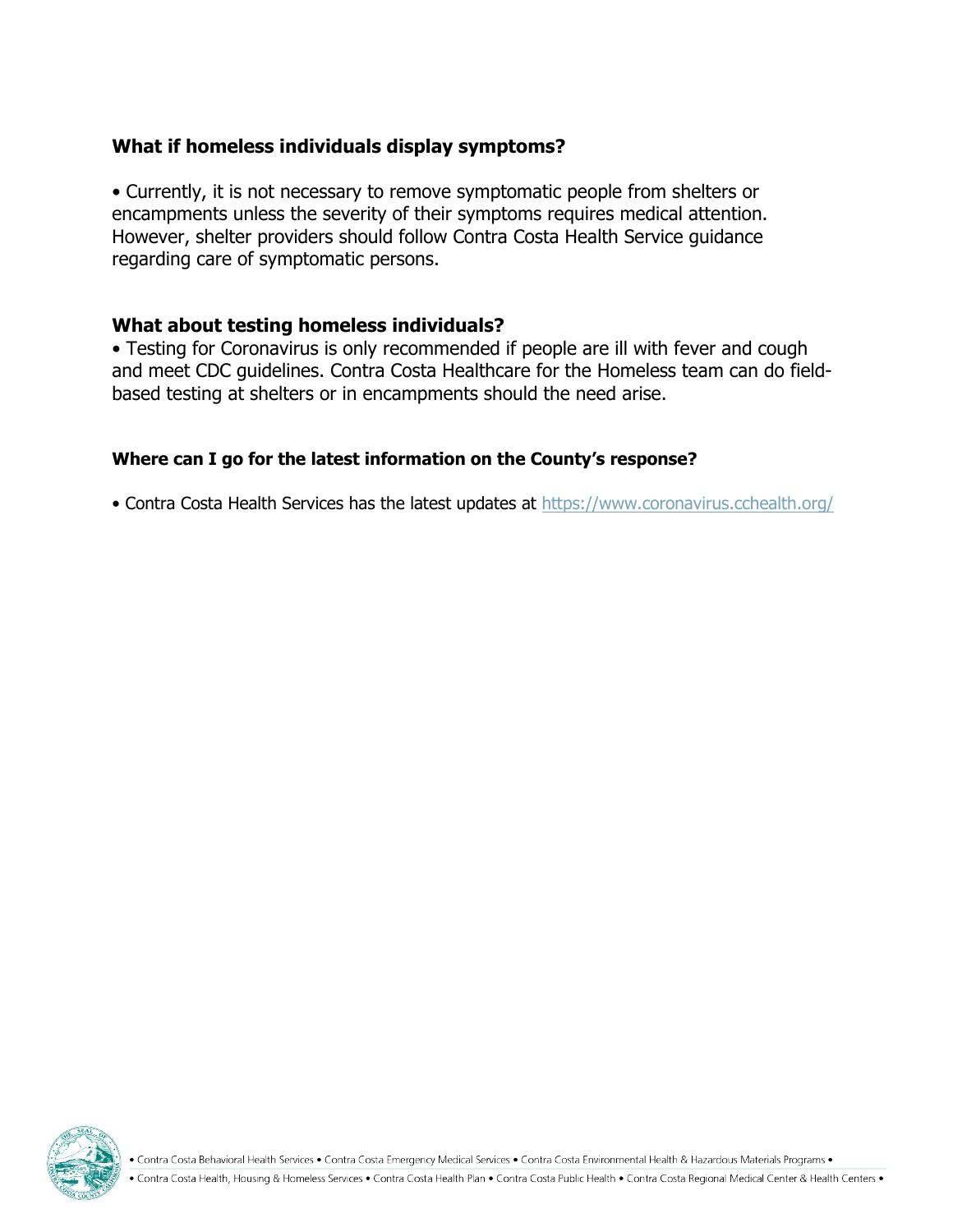### What if homeless individuals display symptoms?

- Currently, it is not necessary to remove symptomatic people from shelters or encampments unless the severity of their symptoms requires medical attention. However, shelter providers should follow Contra Costa Health Service guidance regarding care of symptomatic persons.

### What about testing homeless individuals?

- Testing for Coronavirus is only recommended if people are ill with fever and cough and meet CDC guidelines. Contra Costa Healthcare for the Homeless team can do field-based testing at shelters or in encampments should the need arise.

### Where can I go for the latest information on the County's response?

- Contra Costa Health Services has the latest updates at https://www.coronavirus.cchealth.org/